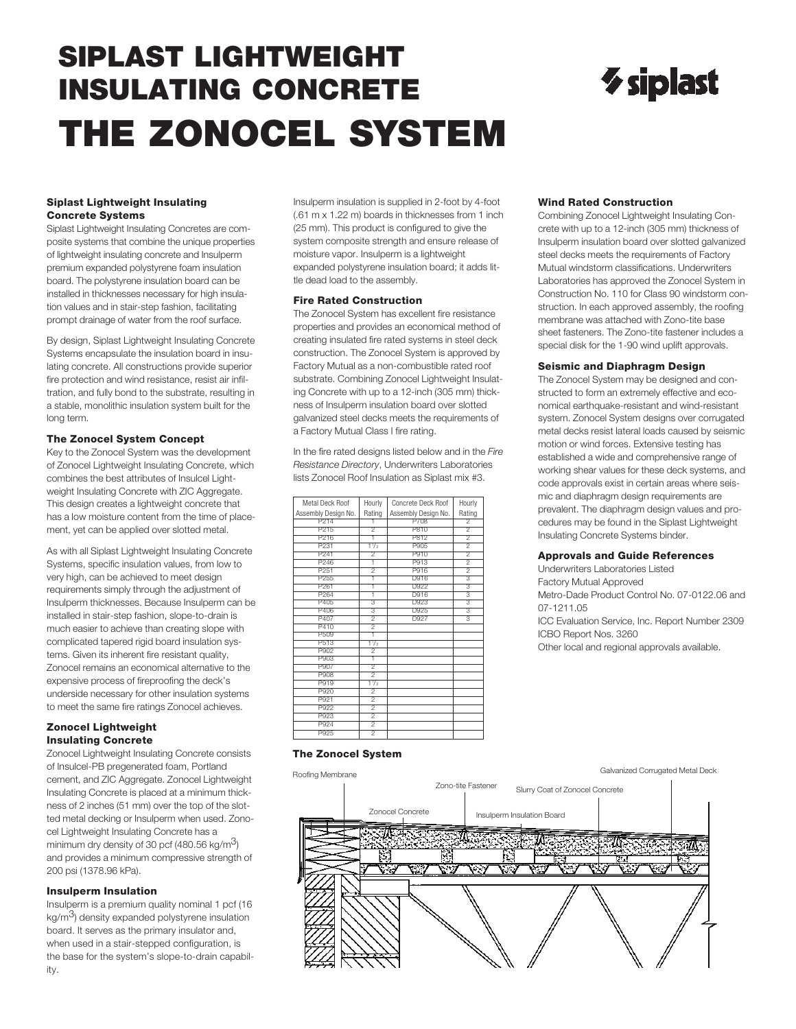# SIPLAST LIGHTWEIGHT INSULATING CONCRETE

# THE ZONOCEL SYSTEM

### Siplast Lightweight Insulating Concrete Systems

Siplast Lightweight Insulating Concretes are composite systems that combine the unique properties of lightweight insulating concrete and Insulperm premium expanded polystyrene foam insulation board. The polystyrene insulation board can be installed in thicknesses necessary for high insulation values and in stair-step fashion, facilitating prompt drainage of water from the roof surface.

By design, Siplast Lightweight Insulating Concrete Systems encapsulate the insulation board in insulating concrete. All constructions provide superior fire protection and wind resistance, resist air infiltration, and fully bond to the substrate, resulting in a stable, monolithic insulation system built for the long term.

### The Zonocel System Concept

Key to the Zonocel System was the development of Zonocel Lightweight Insulating Concrete, which combines the best attributes of Insulcel Lightweight Insulating Concrete with ZIC Aggregate. This design creates a lightweight concrete that has a low moisture content from the time of placement, yet can be applied over slotted metal.

As with all Siplast Lightweight Insulating Concrete Systems, specific insulation values, from low to very high, can be achieved to meet design requirements simply through the adjustment of Insulperm thicknesses. Because Insulperm can be installed in stair-step fashion, slope-to-drain is much easier to achieve than creating slope with complicated tapered rigid board insulation systems. Given its inherent fire resistant quality, Zonocel remains an economical alternative to the expensive process of fireproofing the deck's underside necessary for other insulation systems to meet the same fire ratings Zonocel achieves.

### Zonocel Lightweight Insulating Concrete

Zonocel Lightweight Insulating Concrete consists of Insulcel-PB pregenerated foam, Portland cement, and ZIC Aggregate. Zonocel Lightweight Insulating Concrete is placed at a minimum thickness of 2 inches (51 mm) over the top of the slotted metal decking or Insulperm when used. Zonocel Lightweight Insulating Concrete has a minimum dry density of 30 pcf (480.56 kg/m$^3$) and provides a minimum compressive strength of 200 psi (1378.96 kPa).

### Insulperm Insulation

Insulperm is a premium quality nominal 1 pcf (16 kg/m$^3$) density expanded polystyrene insulation board. It serves as the primary insulator and, when used in a stair-stepped configuration, is the base for the system's slope-to-drain capability.

Insulperm insulation is supplied in 2-foot by 4-foot (.61 m x 1.22 m) boards in thicknesses from 1 inch (25 mm). This product is configured to give the system composite strength and ensure release of moisture vapor. Insulperm is a lightweight expanded polystyrene insulation board; it adds little dead load to the assembly.

### Fire Rated Construction

The Zonocel System has excellent fire resistance properties and provides an economical method of creating insulated fire rated systems in steel deck construction. The Zonocel System is approved by Factory Mutual as a non-combustible rated roof substrate. Combining Zonocel Lightweight Insulating Concrete with up to a 12-inch (305 mm) thickness of Insulperm insulation board over slotted galvanized steel decks meets the requirements of a Factory Mutual Class I fire rating.

In the fire rated designs listed below and in the *Fire Resistance Directory*, Underwriters Laboratories lists Zonocel Roof Insulation as Siplast mix #3.

| Metal Deck Roof Assembly Design No. | Hourly Rating | Concrete Deck Roof Assembly Design No. | Hourly Rating |
|---|---|---|---|
| P214 | 1 | P708 | 2 |
| P215 | 2 | P810 | 2 |
| P216 | 1 | P812 | 2 |
| P231 | 1 1/2 | P905 | 2 |
| P241 | 2 | P910 | 2 |
| P246 | 1 | P913 | 2 |
| P251 | 2 | P916 | 2 |
| P255 | 1 | D916 | 3 |
| P261 | 1 | D922 | 3 |
| P264 | 1 | D916 | 3 |
| P405 | 3 | D923 | 3 |
| P406 | 3 | D925 | 3 |
| P407 | 2 | D927 | 3 |
| P410 | 2 | | |
| P509 | 1 | | |
| P513 | 1 1/2 | | |
| P902 | 2 | | |
| P903 | 1 | | |
| P907 | 2 | | |
| P908 | 2 | | |
| P919 | 1 1/2 | | |
| P920 | 2 | | |
| P921 | 2 | | |
| P922 | 2 | | |
| P923 | 2 | | |
| P924 | 2 | | |
| P925 | 2 | | |

### Wind Rated Construction

Combining Zonocel Lightweight Insulating Concrete with up to a 12-inch (305 mm) thickness of Insulperm insulation board over slotted galvanized steel decks meets the requirements of Factory Mutual windstorm classifications. Underwriters Laboratories has approved the Zonocel System in Construction No. 110 for Class 90 windstorm construction. In each approved assembly, the roofing membrane was attached with Zono-tite base sheet fasteners. The Zono-tite fastener includes a special disk for the 1-90 wind uplift approvals.

### Seismic and Diaphragm Design

The Zonocel System may be designed and constructed to form an extremely effective and economical earthquake-resistant and wind-resistant system. Zonocel System designs over corrugated metal decks resist lateral loads caused by seismic motion or wind forces. Extensive testing has established a wide and comprehensive range of working shear values for these deck systems, and code approvals exist in certain areas where seismic and diaphragm design requirements are prevalent. The diaphragm design values and procedures may be found in the Siplast Lightweight Insulating Concrete Systems binder.

### Approvals and Guide References

Underwriters Laboratories Listed
Factory Mutual Approved
Metro-Dade Product Control No. 07-0122.06 and 07-1211.05
ICC Evaluation Service, Inc. Report Number 2309
ICBO Report Nos. 3260
Other local and regional approvals available.

### The Zonocel System

Roofing Membrane
Zono-tite Fastener
Zonocel Concrete
Slurry Coat of Zonocel Concrete
Insulperm Insulation Board
Galvanized Corrugated Metal Deck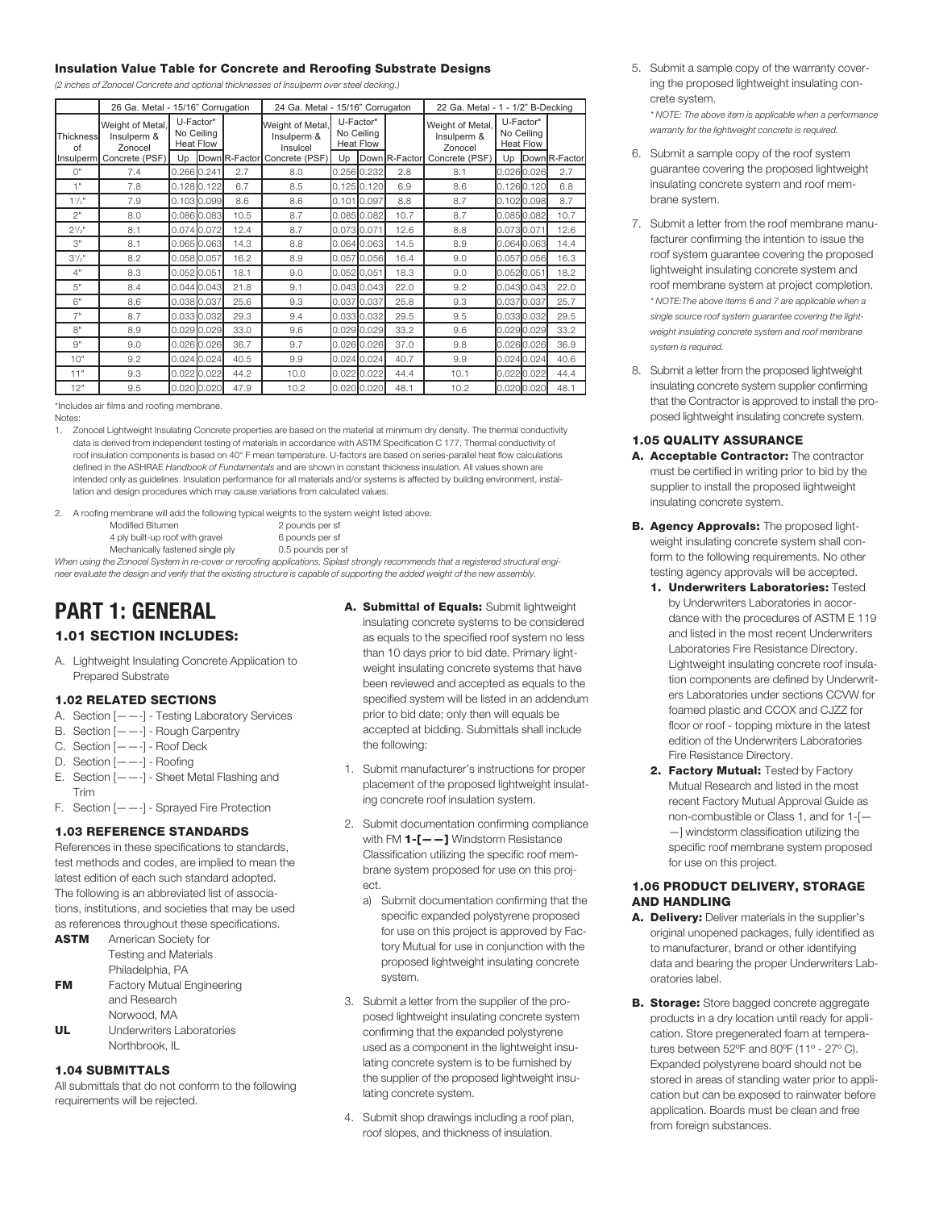### Insulation Value Table for Concrete and Reroofing Substrate Designs

*(2 inches of Zonocel Concrete and optional thicknesses of Insulperm over steel decking.)*

| | 26 Ga. Metal - 15/16" Corrugation | | | | 24 Ga. Metal - 15/16" Corrugaton | | | | 22 Ga. Metal - 1 - 1/2" B-Decking | | | |
|---|---|---|---|---|---|---|---|---|---|---|---|---|
| Thickness of Insulperm | Weight of Metal, Insulperm & Zonocel Concrete (PSF) | U-Factor* No Ceiling Heat Flow Up | Down | R-Factor | Weight of Metal, Insulperm & Insulcel Concrete (PSF) | U-Factor* No Ceiling Heat Flow Up | Down | R-Factor | Weight of Metal, Insulperm & Zonocel Concrete (PSF) | U-Factor* No Ceiling Heat Flow Up | Down | R-Factor |
| 0" | 7.4 | 0.266 | 0.241 | 2.7 | 8.0 | 0.256 | 0.232 | 2.8 | 8.1 | 0.026 | 0.026 | 2.7 |
| 1" | 7.8 | 0.128 | 0.122 | 6.7 | 8.5 | 0.125 | 0.120 | 6.9 | 8.6 | 0.126 | 0.120 | 6.8 |
| 1½" | 7.9 | 0.103 | 0.099 | 8.6 | 8.6 | 0.101 | 0.097 | 8.8 | 8.7 | 0.102 | 0.098 | 8.7 |
| 2" | 8.0 | 0.086 | 0.083 | 10.5 | 8.7 | 0.085 | 0.082 | 10.7 | 8.7 | 0.085 | 0.082 | 10.7 |
| 2½" | 8.1 | 0.074 | 0.072 | 12.4 | 8.7 | 0.073 | 0.071 | 12.6 | 8.8 | 0.073 | 0.071 | 12.6 |
| 3" | 8.1 | 0.065 | 0.063 | 14.3 | 8.8 | 0.064 | 0.063 | 14.5 | 8.9 | 0.064 | 0.063 | 14.4 |
| 3½" | 8.2 | 0.058 | 0.057 | 16.2 | 8.9 | 0.057 | 0.056 | 16.4 | 9.0 | 0.057 | 0.056 | 16.3 |
| 4" | 8.3 | 0.052 | 0.051 | 18.1 | 9.0 | 0.052 | 0.051 | 18.3 | 9.0 | 0.052 | 0.051 | 18.2 |
| 5" | 8.4 | 0.044 | 0.043 | 21.8 | 9.1 | 0.043 | 0.043 | 22.0 | 9.2 | 0.043 | 0.043 | 22.0 |
| 6" | 8.6 | 0.038 | 0.037 | 25.6 | 9.3 | 0.037 | 0.037 | 25.8 | 9.3 | 0.037 | 0.037 | 25.7 |
| 7" | 8.7 | 0.033 | 0.032 | 29.3 | 9.4 | 0.033 | 0.032 | 29.5 | 9.5 | 0.033 | 0.032 | 29.5 |
| 8" | 8.9 | 0.029 | 0.029 | 33.0 | 9.6 | 0.029 | 0.029 | 33.2 | 9.6 | 0.029 | 0.029 | 33.2 |
| 9" | 9.0 | 0.026 | 0.026 | 36.7 | 9.7 | 0.026 | 0.026 | 37.0 | 9.8 | 0.026 | 0.026 | 36.9 |
| 10" | 9.2 | 0.024 | 0.024 | 40.5 | 9.9 | 0.024 | 0.024 | 40.7 | 9.9 | 0.024 | 0.024 | 40.6 |
| 11" | 9.3 | 0.022 | 0.022 | 44.2 | 10.0 | 0.022 | 0.022 | 44.4 | 10.1 | 0.022 | 0.022 | 44.4 |
| 12" | 9.5 | 0.020 | 0.020 | 47.9 | 10.2 | 0.020 | 0.020 | 48.1 | 10.2 | 0.020 | 0.020 | 48.1 |

*Includes air films and roofing membrane.

Notes:

1. Zonocel Lightweight Insulating Concrete properties are based on the material at minimum dry density. The thermal conductivity data is derived from independent testing of materials in accordance with ASTM Specification C 177. Thermal conductivity of roof insulation components is based on 40° F mean temperature. U-factors are based on series-parallel heat flow calculations defined in the ASHRAE *Handbook of Fundamentals* and are shown in constant thickness insulation. All values shown are intended only as guidelines. Insulation performance for all materials and/or systems is affected by building environment, installation and design procedures which may cause variations from calculated values.

2. A roofing membrane will add the following typical weights to the system weight listed above:
   - Modified Bitumen — 2 pounds per sf
   - 4 ply built-up roof with gravel — 6 pounds per sf
   - Mechanically fastened single ply — 0.5 pounds per sf

*When using the Zonocel System in re-cover or reroofing applications, Siplast strongly recommends that a registered structural engineer evaluate the design and verify that the existing structure is capable of supporting the added weight of the new assembly.*

# PART 1: GENERAL

## 1.01 SECTION INCLUDES:

A. Lightweight Insulating Concrete Application to Prepared Substrate

## 1.02 RELATED SECTIONS

A. Section [— —-] - Testing Laboratory Services
B. Section [— —-] - Rough Carpentry
C. Section [— —-] - Roof Deck
D. Section [— —-] - Roofing
E. Section [— —-] - Sheet Metal Flashing and Trim
F. Section [— —-] - Sprayed Fire Protection

## 1.03 REFERENCE STANDARDS

References in these specifications to standards, test methods and codes, are implied to mean the latest edition of each such standard adopted. The following is an abbreviated list of associations, institutions, and societies that may be used as references throughout these specifications.

**ASTM** American Society for Testing and Materials
Philadelphia, PA

**FM** Factory Mutual Engineering and Research
Norwood, MA

**UL** Underwriters Laboratories
Northbrook, IL

## 1.04 SUBMITTALS

All submittals that do not conform to the following requirements will be rejected.

**A. Submittal of Equals:** Submit lightweight insulating concrete systems to be considered as equals to the specified roof system no less than 10 days prior to bid date. Primary lightweight insulating concrete systems that have been reviewed and accepted as equals to the specified system will be listed in an addendum prior to bid date; only then will equals be accepted at bidding. Submittals shall include the following:

1. Submit manufacturer's instructions for proper placement of the proposed lightweight insulating concrete roof insulation system.

2. Submit documentation confirming compliance with FM **1-[— —]** Windstorm Resistance Classification utilizing the specific roof membrane system proposed for use on this project.
   a) Submit documentation confirming that the specific expanded polystyrene proposed for use on this project is approved by Factory Mutual for use in conjunction with the proposed lightweight insulating concrete system.

3. Submit a letter from the supplier of the proposed lightweight insulating concrete system confirming that the expanded polystyrene used as a component in the lightweight insulating concrete system is to be furnished by the supplier of the proposed lightweight insulating concrete system.

4. Submit shop drawings including a roof plan, roof slopes, and thickness of insulation.

5. Submit a sample copy of the warranty covering the proposed lightweight insulating concrete system.
   *\* NOTE: The above item is applicable when a performance warranty for the lightweight concrete is required.*

6. Submit a sample copy of the roof system guarantee covering the proposed lightweight insulating concrete system and roof membrane system.

7. Submit a letter from the roof membrane manufacturer confirming the intention to issue the roof system guarantee covering the proposed lightweight insulating concrete system and roof membrane system at project completion.
   *\* NOTE:The above items 6 and 7 are applicable when a single source roof system guarantee covering the lightweight insulating concrete system and roof membrane system is required.*

8. Submit a letter from the proposed lightweight insulating concrete system supplier confirming that the Contractor is approved to install the proposed lightweight insulating concrete system.

## 1.05 QUALITY ASSURANCE

**A. Acceptable Contractor:** The contractor must be certified in writing prior to bid by the supplier to install the proposed lightweight insulating concrete system.

**B. Agency Approvals:** The proposed lightweight insulating concrete system shall conform to the following requirements. No other testing agency approvals will be accepted.

1. **Underwriters Laboratories:** Tested by Underwriters Laboratories in accordance with the procedures of ASTM E 119 and listed in the most recent Underwriters Laboratories Fire Resistance Directory. Lightweight insulating concrete roof insulation components are defined by Underwriters Laboratories under sections CCVW for foamed plastic and CCOX and CJZZ for floor or roof - topping mixture in the latest edition of the Underwriters Laboratories Fire Resistance Directory.

2. **Factory Mutual:** Tested by Factory Mutual Research and listed in the most recent Factory Mutual Approval Guide as non-combustible or Class 1, and for 1-[— —] windstorm classification utilizing the specific roof membrane system proposed for use on this project.

## 1.06 PRODUCT DELIVERY, STORAGE AND HANDLING

**A. Delivery:** Deliver materials in the supplier's original unopened packages, fully identified as to manufacturer, brand or other identifying data and bearing the proper Underwriters Laboratories label.

**B. Storage:** Store bagged concrete aggregate products in a dry location until ready for application. Store pregenerated foam at temperatures between 52ºF and 80ºF (11º - 27º C). Expanded polystyrene board should not be stored in areas of standing water prior to application but can be exposed to rainwater before application. Boards must be clean and free from foreign substances.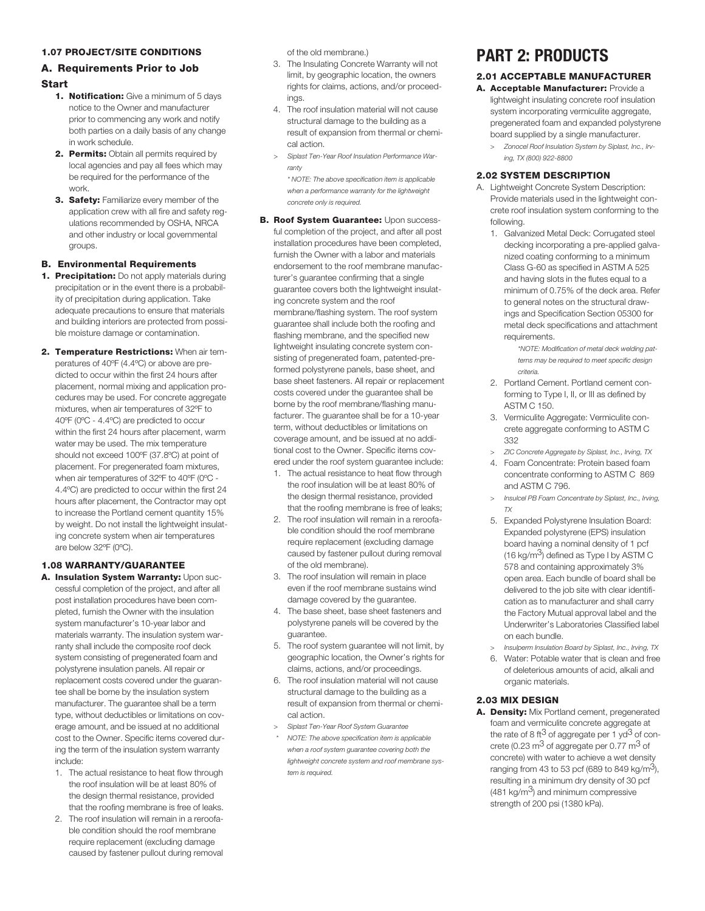#### 1.07 PROJECT/SITE CONDITIONS

##### A. Requirements Prior to Job Start

1. **Notification:** Give a minimum of 5 days notice to the Owner and manufacturer prior to commencing any work and notify both parties on a daily basis of any change in work schedule.
2. **Permits:** Obtain all permits required by local agencies and pay all fees which may be required for the performance of the work.
3. **Safety:** Familiarize every member of the application crew with all fire and safety regulations recommended by OSHA, NRCA and other industry or local governmental groups.

##### B. Environmental Requirements

1. **Precipitation:** Do not apply materials during precipitation or in the event there is a probability of precipitation during application. Take adequate precautions to ensure that materials and building interiors are protected from possible moisture damage or contamination.
2. **Temperature Restrictions:** When air temperatures of 40ºF (4.4ºC) or above are predicted to occur within the first 24 hours after placement, normal mixing and application procedures may be used. For concrete aggregate mixtures, when air temperatures of 32ºF to 40ºF (0ºC - 4.4ºC) are predicted to occur within the first 24 hours after placement, warm water may be used. The mix temperature should not exceed 100ºF (37.8ºC) at point of placement. For pregenerated foam mixtures, when air temperatures of 32ºF to 40ºF (0ºC - 4.4ºC) are predicted to occur within the first 24 hours after placement, the Contractor may opt to increase the Portland cement quantity 15% by weight. Do not install the lightweight insulating concrete system when air temperatures are below 32ºF (0ºC).

#### 1.08 WARRANTY/GUARANTEE

**A. Insulation System Warranty:** Upon successful completion of the project, and after all post installation procedures have been completed, furnish the Owner with the insulation system manufacturer's 10-year labor and materials warranty. The insulation system warranty shall include the composite roof deck system consisting of pregenerated foam and polystyrene insulation panels. All repair or replacement costs covered under the guarantee shall be borne by the insulation system manufacturer. The guarantee shall be a term type, without deductibles or limitations on coverage amount, and be issued at no additional cost to the Owner. Specific items covered during the term of the insulation system warranty include:

1. The actual resistance to heat flow through the roof insulation will be at least 80% of the design thermal resistance, provided that the roofing membrane is free of leaks.
2. The roof insulation will remain in a reroofable condition should the roof membrane require replacement (excluding damage caused by fastener pullout during removal of the old membrane.)
3. The Insulating Concrete Warranty will not limit, by geographic location, the owners rights for claims, actions, and/or proceedings.
4. The roof insulation material will not cause structural damage to the building as a result of expansion from thermal or chemical action.

> *Siplast Ten-Year Roof Insulation Performance Warranty*

*\* NOTE: The above specification item is applicable when a performance warranty for the lightweight concrete only is required.*

**B. Roof System Guarantee:** Upon successful completion of the project, and after all post installation procedures have been completed, furnish the Owner with a labor and materials endorsement to the roof membrane manufacturer's guarantee confirming that a single guarantee covers both the lightweight insulating concrete system and the roof membrane/flashing system. The roof system guarantee shall include both the roofing and flashing membrane, and the specified new lightweight insulating concrete system consisting of pregenerated foam, patented-preformed polystyrene panels, base sheet, and base sheet fasteners. All repair or replacement costs covered under the guarantee shall be borne by the roof membrane/flashing manufacturer. The guarantee shall be for a 10-year term, without deductibles or limitations on coverage amount, and be issued at no additional cost to the Owner. Specific items covered under the roof system guarantee include:

1. The actual resistance to heat flow through the roof insulation will be at least 80% of the design thermal resistance, provided that the roofing membrane is free of leaks;
2. The roof insulation will remain in a reroofable condition should the roof membrane require replacement (excluding damage caused by fastener pullout during removal of the old membrane).
3. The roof insulation will remain in place even if the roof membrane sustains wind damage covered by the guarantee.
4. The base sheet, base sheet fasteners and polystyrene panels will be covered by the guarantee.
5. The roof system guarantee will not limit, by geographic location, the Owner's rights for claims, actions, and/or proceedings.
6. The roof insulation material will not cause structural damage to the building as a result of expansion from thermal or chemical action.

> *Siplast Ten-Year Roof System Guarantee*

*\* NOTE: The above specification item is applicable when a roof system guarantee covering both the lightweight concrete system and roof membrane system is required.*

# PART 2: PRODUCTS

#### 2.01 ACCEPTABLE MANUFACTURER

**A. Acceptable Manufacturer:** Provide a lightweight insulating concrete roof insulation system incorporating vermiculite aggregate, pregenerated foam and expanded polystyrene board supplied by a single manufacturer.

> *Zonocel Roof Insulation System by Siplast, Inc., Irving, TX (800) 922-8800*

#### 2.02 SYSTEM DESCRIPTION

A. Lightweight Concrete System Description: Provide materials used in the lightweight concrete roof insulation system conforming to the following.

1. Galvanized Metal Deck: Corrugated steel decking incorporating a pre-applied galvanized coating conforming to a minimum Class G-60 as specified in ASTM A 525 and having slots in the flutes equal to a minimum of 0.75% of the deck area. Refer to general notes on the structural drawings and Specification Section 05300 for metal deck specifications and attachment requirements.

   *\*NOTE: Modification of metal deck welding patterns may be required to meet specific design criteria.*

2. Portland Cement. Portland cement conforming to Type I, II, or III as defined by ASTM C 150.
3. Vermiculite Aggregate: Vermiculite concrete aggregate conforming to ASTM C 332

   > *ZIC Concrete Aggregate by Siplast, Inc., Irving, TX*

4. Foam Concentrate: Protein based foam concentrate conforming to ASTM C 869 and ASTM C 796.

   > *Insulcel PB Foam Concentrate by Siplast, Inc., Irving, TX*

5. Expanded Polystyrene Insulation Board: Expanded polystyrene (EPS) insulation board having a nominal density of 1 pcf (16 kg/$m^3$) defined as Type I by ASTM C 578 and containing approximately 3% open area. Each bundle of board shall be delivered to the job site with clear identification as to manufacturer and shall carry the Factory Mutual approval label and the Underwriter's Laboratories Classified label on each bundle.

   > *Insulperm Insulation Board by Siplast, Inc., Irving, TX*

6. Water: Potable water that is clean and free of deleterious amounts of acid, alkali and organic materials.

#### 2.03 MIX DESIGN

**A. Density:** Mix Portland cement, pregenerated foam and vermiculite concrete aggregate at the rate of 8 $ft^3$ of aggregate per 1 $yd^3$ of concrete (0.23 $m^3$ of aggregate per 0.77 $m^3$ of concrete) with water to achieve a wet density ranging from 43 to 53 pcf (689 to 849 kg/$m^3$), resulting in a minimum dry density of 30 pcf (481 kg/$m^3$) and minimum compressive strength of 200 psi (1380 kPa).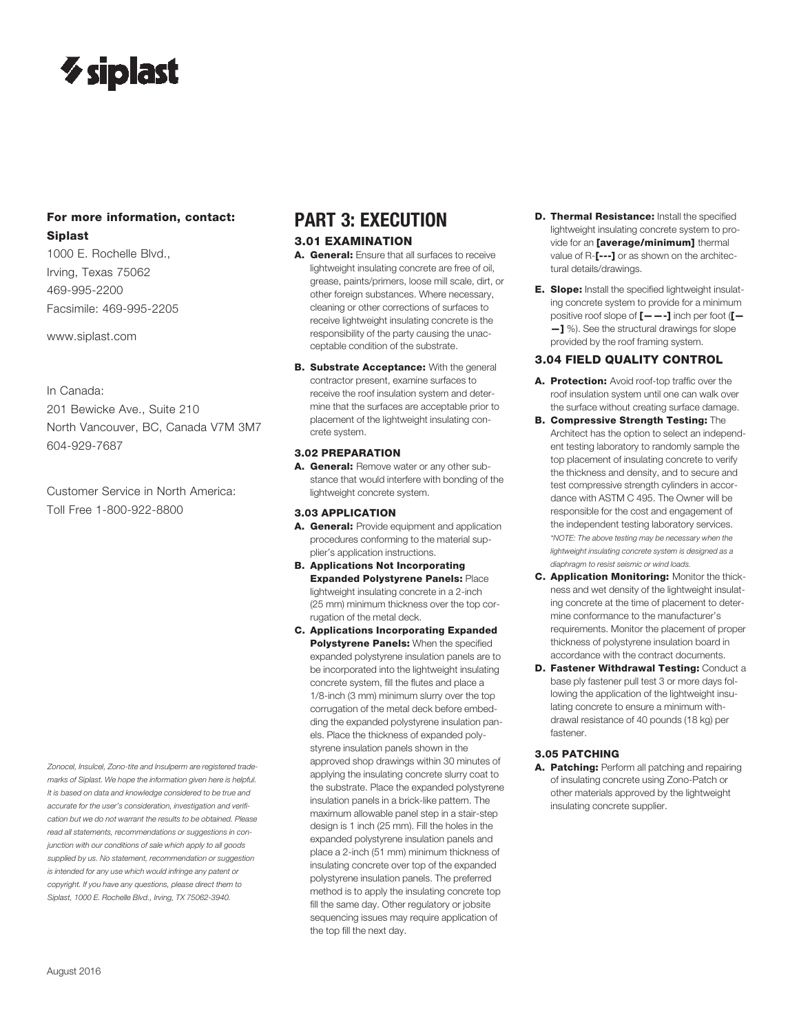siplast

**For more information, contact:**
**Siplast**
1000 E. Rochelle Blvd.,
Irving, Texas 75062
469-995-2200
Facsimile: 469-995-2205

www.siplast.com

In Canada:
201 Bewicke Ave., Suite 210
North Vancouver, BC, Canada V7M 3M7
604-929-7687

Customer Service in North America:
Toll Free 1-800-922-8800

*Zonocel, Insulcel, Zono-tite and Insulperm are registered trademarks of Siplast. We hope the information given here is helpful. It is based on data and knowledge considered to be true and accurate for the user's consideration, investigation and verification but we do not warrant the results to be obtained. Please read all statements, recommendations or suggestions in conjunction with our conditions of sale which apply to all goods supplied by us. No statement, recommendation or suggestion is intended for any use which would infringe any patent or copyright. If you have any questions, please direct them to Siplast, 1000 E. Rochelle Blvd., Irving, TX 75062-3940.*

August 2016

# PART 3: EXECUTION

### 3.01 EXAMINATION

**A. General:** Ensure that all surfaces to receive lightweight insulating concrete are free of oil, grease, paints/primers, loose mill scale, dirt, or other foreign substances. Where necessary, cleaning or other corrections of surfaces to receive lightweight insulating concrete is the responsibility of the party causing the unacceptable condition of the substrate.

**B. Substrate Acceptance:** With the general contractor present, examine surfaces to receive the roof insulation system and determine that the surfaces are acceptable prior to placement of the lightweight insulating concrete system.

### 3.02 PREPARATION

**A. General:** Remove water or any other substance that would interfere with bonding of the lightweight concrete system.

### 3.03 APPLICATION

**A. General:** Provide equipment and application procedures conforming to the material supplier's application instructions.

**B. Applications Not Incorporating Expanded Polystyrene Panels:** Place lightweight insulating concrete in a 2-inch (25 mm) minimum thickness over the top corrugation of the metal deck.

**C. Applications Incorporating Expanded Polystyrene Panels:** When the specified expanded polystyrene insulation panels are to be incorporated into the lightweight insulating concrete system, fill the flutes and place a 1/8-inch (3 mm) minimum slurry over the top corrugation of the metal deck before embedding the expanded polystyrene insulation panels. Place the thickness of expanded polystyrene insulation panels shown in the approved shop drawings within 30 minutes of applying the insulating concrete slurry coat to the substrate. Place the expanded polystyrene insulation panels in a brick-like pattern. The maximum allowable panel step in a stair-step design is 1 inch (25 mm). Fill the holes in the expanded polystyrene insulation panels and place a 2-inch (51 mm) minimum thickness of insulating concrete over top of the expanded polystyrene insulation panels. The preferred method is to apply the insulating concrete top fill the same day. Other regulatory or jobsite sequencing issues may require application of the top fill the next day.

**D. Thermal Resistance:** Install the specified lightweight insulating concrete system to provide for an **[average/minimum]** thermal value of R-**[---]** or as shown on the architectural details/drawings.

**E. Slope:** Install the specified lightweight insulating concrete system to provide for a minimum positive roof slope of **[— —-]** inch per foot (**[— —]** %). See the structural drawings for slope provided by the roof framing system.

### 3.04 FIELD QUALITY CONTROL

**A. Protection:** Avoid roof-top traffic over the roof insulation system until one can walk over the surface without creating surface damage.

**B. Compressive Strength Testing:** The Architect has the option to select an independent testing laboratory to randomly sample the top placement of insulating concrete to verify the thickness and density, and to secure and test compressive strength cylinders in accordance with ASTM C 495. The Owner will be responsible for the cost and engagement of the independent testing laboratory services.
*\*NOTE: The above testing may be necessary when the lightweight insulating concrete system is designed as a diaphragm to resist seismic or wind loads.*

**C. Application Monitoring:** Monitor the thickness and wet density of the lightweight insulating concrete at the time of placement to determine conformance to the manufacturer's requirements. Monitor the placement of proper thickness of polystyrene insulation board in accordance with the contract documents.

**D. Fastener Withdrawal Testing:** Conduct a base ply fastener pull test 3 or more days following the application of the lightweight insulating concrete to ensure a minimum withdrawal resistance of 40 pounds (18 kg) per fastener.

### 3.05 PATCHING

**A. Patching:** Perform all patching and repairing of insulating concrete using Zono-Patch or other materials approved by the lightweight insulating concrete supplier.